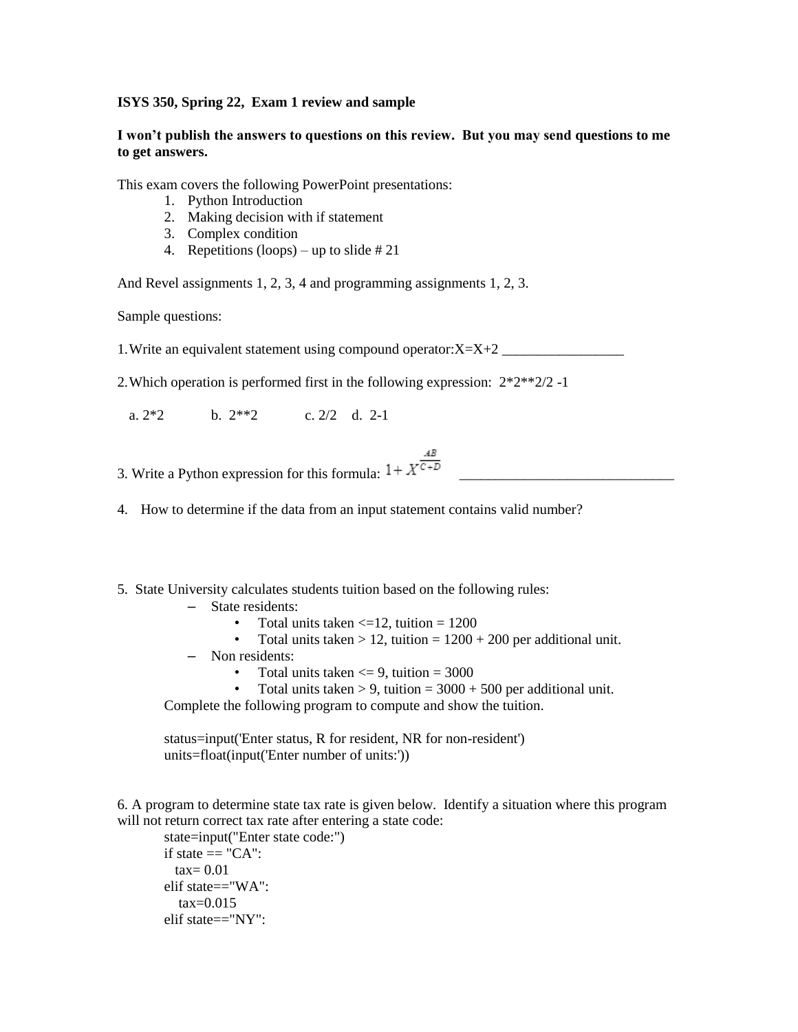**ISYS 350, Spring 22, Exam 1 review and sample**

**I won't publish the answers to questions on this review. But you may send questions to me to get answers.**

This exam covers the following PowerPoint presentations:

1. Python Introduction
2. Making decision with if statement
3. Complex condition
4. Repetitions (loops) – up to slide # 21

And Revel assignments 1, 2, 3, 4 and programming assignments 1, 2, 3.

Sample questions:

1. Write an equivalent statement using compound operator:X=X+2 _________________

2. Which operation is performed first in the following expression: 2*2**2/2 -1

   a. 2*2   b. 2**2   c. 2/2   d. 2-1

3. Write a Python expression for this formula: $1 + X^{\frac{AB}{C+D}}$ ______________________________

4. How to determine if the data from an input statement contains valid number?

5. State University calculates students tuition based on the following rules:
   - State residents:
     - Total units taken <=12, tuition = 1200
     - Total units taken > 12, tuition = 1200 + 200 per additional unit.
   - Non residents:
     - Total units taken <= 9, tuition = 3000
     - Total units taken > 9, tuition = 3000 + 500 per additional unit.

   Complete the following program to compute and show the tuition.

```
status=input('Enter status, R for resident, NR for non-resident')
units=float(input('Enter number of units:'))
```

6. A program to determine state tax rate is given below. Identify a situation where this program will not return correct tax rate after entering a state code:

```
state=input("Enter state code:")
if state == "CA":
  tax= 0.01
elif state=="WA":
   tax=0.015
elif state=="NY":
```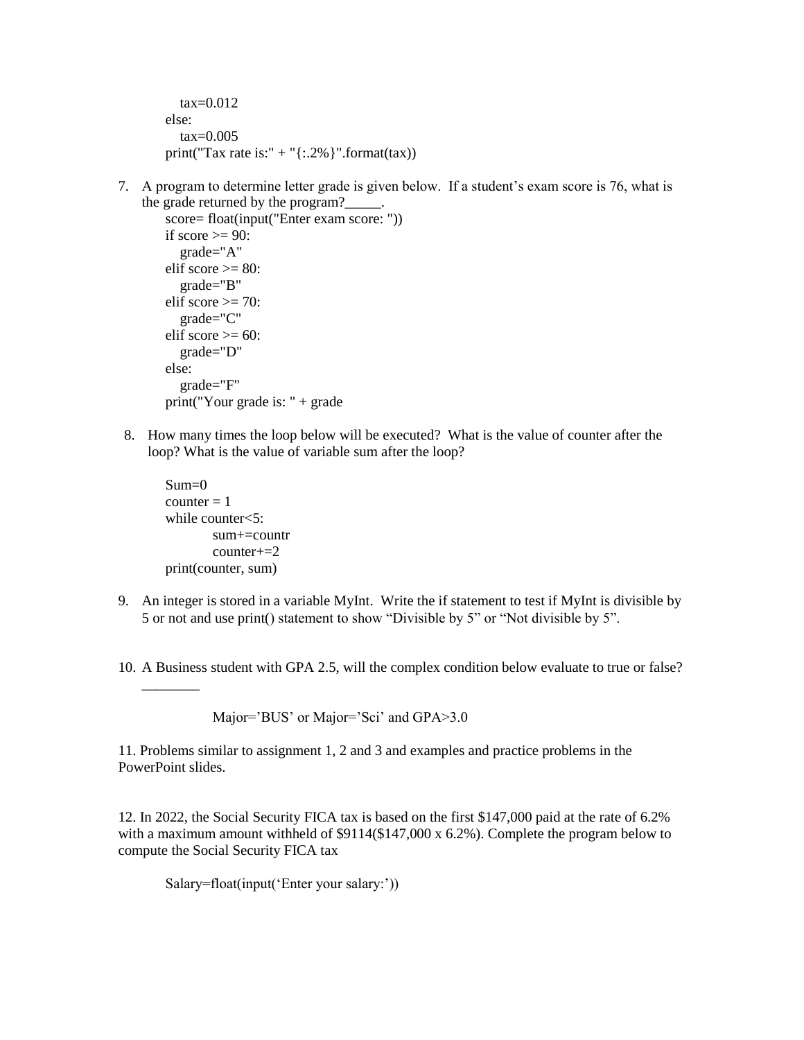```
    tax=0.012
else:
    tax=0.005
print("Tax rate is:" + "{:.2%}".format(tax))
```

7. A program to determine letter grade is given below. If a student's exam score is 76, what is the grade returned by the program?_____.

```
score= float(input("Enter exam score: "))
if score >= 90:
    grade="A"
elif score >= 80:
    grade="B"
elif score >= 70:
    grade="C"
elif score >= 60:
    grade="D"
else:
    grade="F"
print("Your grade is: " + grade
```

8. How many times the loop below will be executed? What is the value of counter after the loop? What is the value of variable sum after the loop?

```
Sum=0
counter = 1
while counter<5:
        sum+=countr
        counter+=2
print(counter, sum)
```

9. An integer is stored in a variable MyInt. Write the if statement to test if MyInt is divisible by 5 or not and use print() statement to show "Divisible by 5" or "Not divisible by 5".

10. A Business student with GPA 2.5, will the complex condition below evaluate to true or false? ________

```
Major='BUS' or Major='Sci' and GPA>3.0
```

11. Problems similar to assignment 1, 2 and 3 and examples and practice problems in the PowerPoint slides.

12. In 2022, the Social Security FICA tax is based on the first $147,000 paid at the rate of 6.2% with a maximum amount withheld of $9114($147,000 x 6.2%). Complete the program below to compute the Social Security FICA tax

```
Salary=float(input('Enter your salary:'))
```